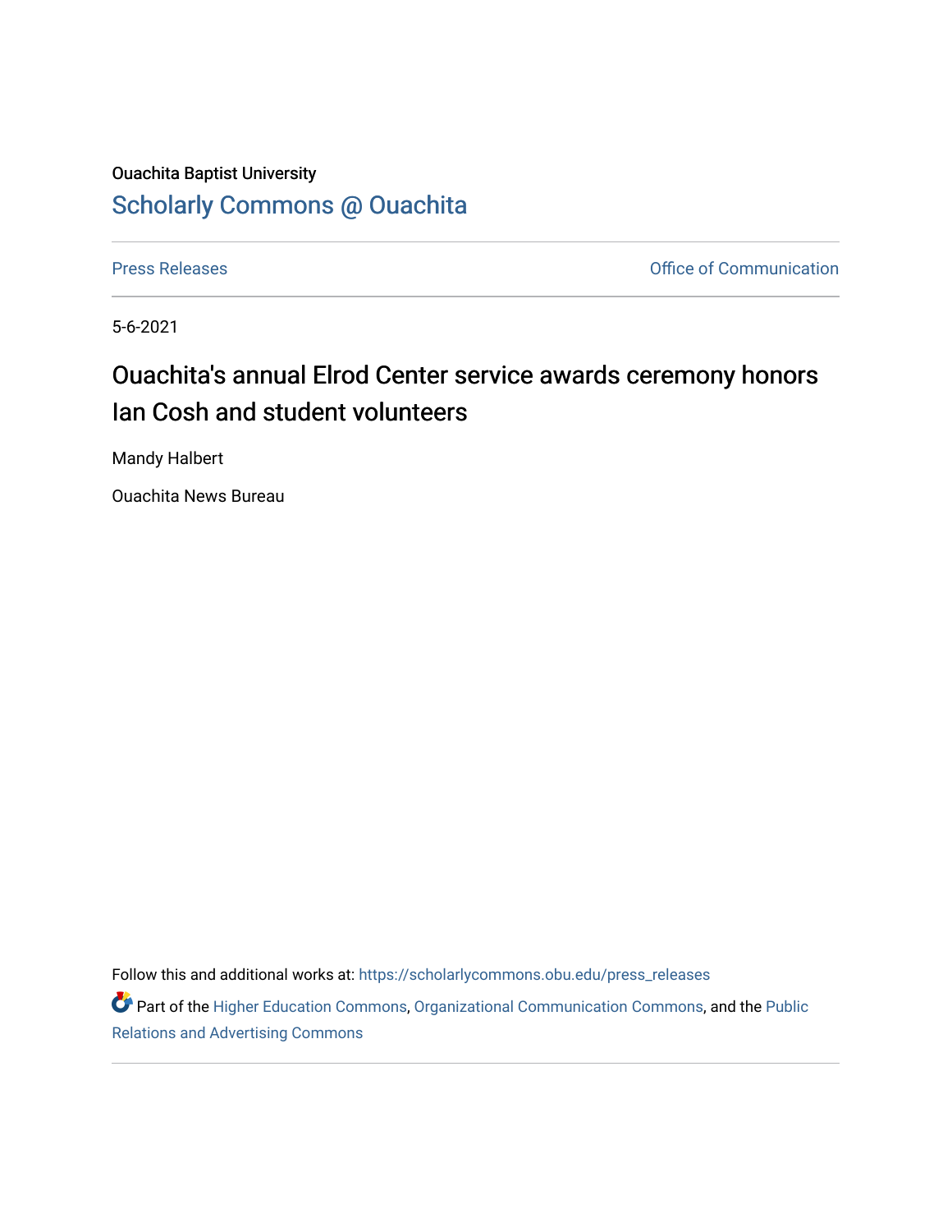Ouachita Baptist University

Scholarly Commons @ Ouachita

Press Releases

Office of Communication

5-6-2021

# Ouachita's annual Elrod Center service awards ceremony honors Ian Cosh and student volunteers

Mandy Halbert

Ouachita News Bureau

Follow this and additional works at: https://scholarlycommons.obu.edu/press_releases

Part of the Higher Education Commons, Organizational Communication Commons, and the Public Relations and Advertising Commons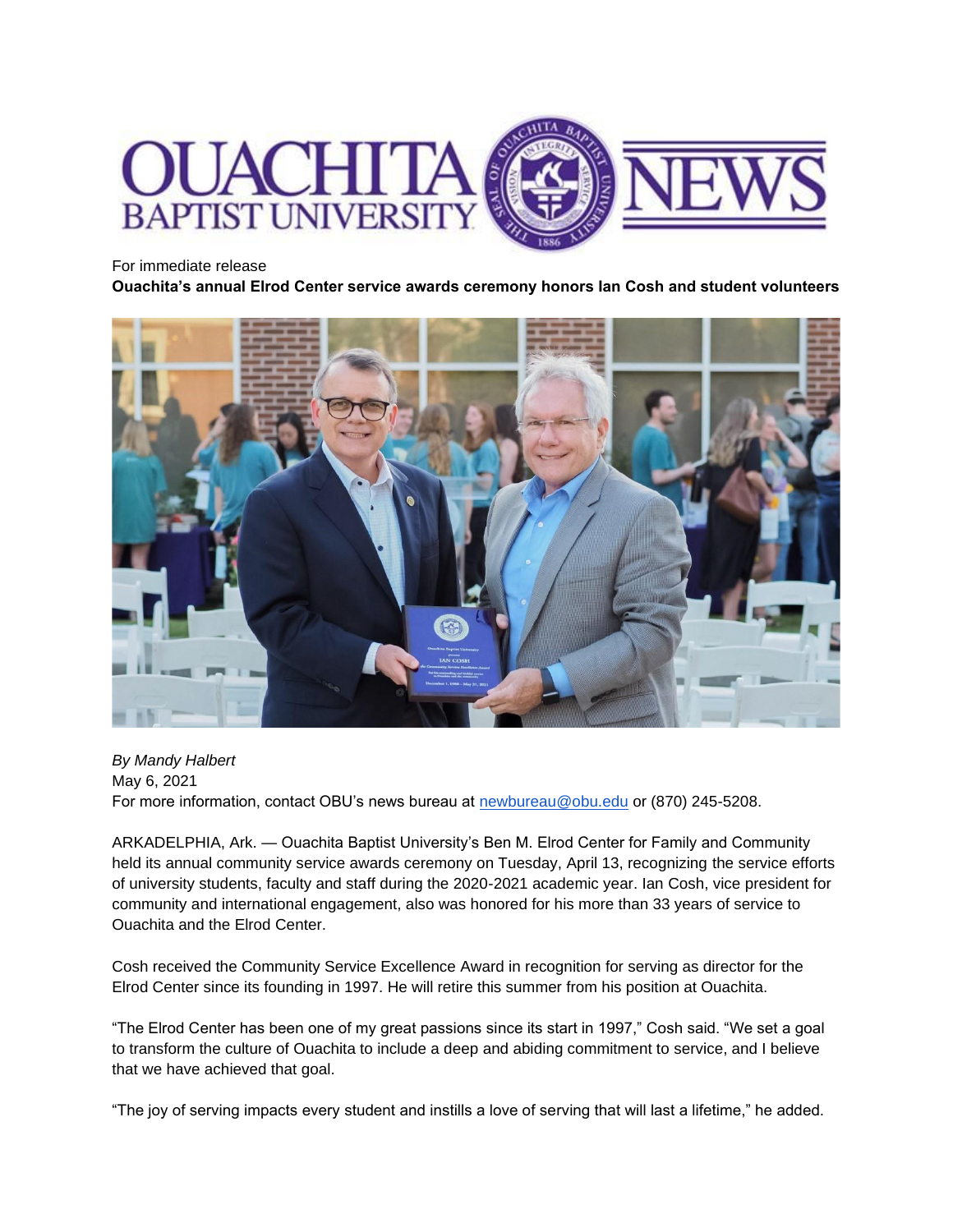For immediate release

**Ouachita's annual Elrod Center service awards ceremony honors Ian Cosh and student volunteers**

*By Mandy Halbert*
May 6, 2021
For more information, contact OBU's news bureau at newbureau@obu.edu or (870) 245-5208.

ARKADELPHIA, Ark. — Ouachita Baptist University's Ben M. Elrod Center for Family and Community held its annual community service awards ceremony on Tuesday, April 13, recognizing the service efforts of university students, faculty and staff during the 2020-2021 academic year. Ian Cosh, vice president for community and international engagement, also was honored for his more than 33 years of service to Ouachita and the Elrod Center.

Cosh received the Community Service Excellence Award in recognition for serving as director for the Elrod Center since its founding in 1997. He will retire this summer from his position at Ouachita.

"The Elrod Center has been one of my great passions since its start in 1997," Cosh said. "We set a goal to transform the culture of Ouachita to include a deep and abiding commitment to service, and I believe that we have achieved that goal.

"The joy of serving impacts every student and instills a love of serving that will last a lifetime," he added.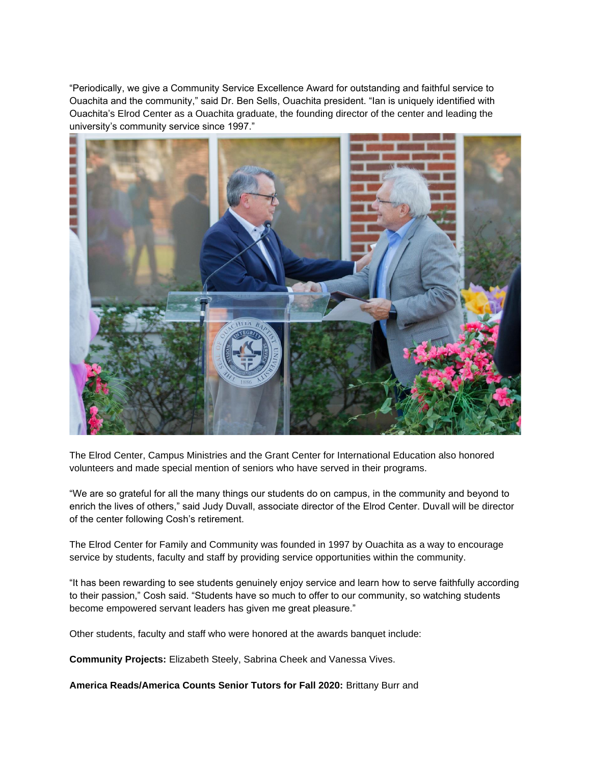"Periodically, we give a Community Service Excellence Award for outstanding and faithful service to Ouachita and the community," said Dr. Ben Sells, Ouachita president. "Ian is uniquely identified with Ouachita's Elrod Center as a Ouachita graduate, the founding director of the center and leading the university's community service since 1997."

The Elrod Center, Campus Ministries and the Grant Center for International Education also honored volunteers and made special mention of seniors who have served in their programs.

"We are so grateful for all the many things our students do on campus, in the community and beyond to enrich the lives of others," said Judy Duvall, associate director of the Elrod Center. Duvall will be director of the center following Cosh's retirement.

The Elrod Center for Family and Community was founded in 1997 by Ouachita as a way to encourage service by students, faculty and staff by providing service opportunities within the community.

"It has been rewarding to see students genuinely enjoy service and learn how to serve faithfully according to their passion," Cosh said. "Students have so much to offer to our community, so watching students become empowered servant leaders has given me great pleasure."

Other students, faculty and staff who were honored at the awards banquet include:

**Community Projects:** Elizabeth Steely, Sabrina Cheek and Vanessa Vives.

**America Reads/America Counts Senior Tutors for Fall 2020:** Brittany Burr and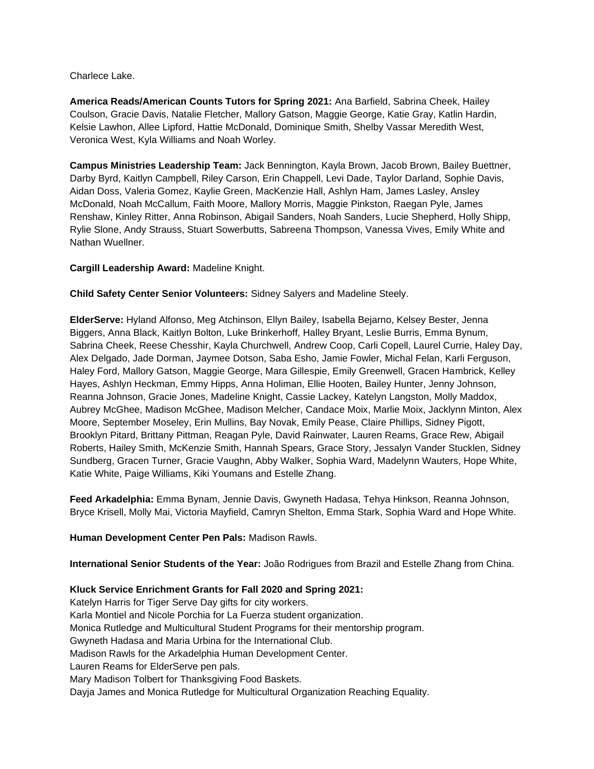Charlece Lake.

**America Reads/American Counts Tutors for Spring 2021:** Ana Barfield, Sabrina Cheek, Hailey Coulson, Gracie Davis, Natalie Fletcher, Mallory Gatson, Maggie George, Katie Gray, Katlin Hardin, Kelsie Lawhon, Allee Lipford, Hattie McDonald, Dominique Smith, Shelby Vassar Meredith West, Veronica West, Kyla Williams and Noah Worley.

**Campus Ministries Leadership Team:** Jack Bennington, Kayla Brown, Jacob Brown, Bailey Buettner, Darby Byrd, Kaitlyn Campbell, Riley Carson, Erin Chappell, Levi Dade, Taylor Darland, Sophie Davis, Aidan Doss, Valeria Gomez, Kaylie Green, MacKenzie Hall, Ashlyn Ham, James Lasley, Ansley McDonald, Noah McCallum, Faith Moore, Mallory Morris, Maggie Pinkston, Raegan Pyle, James Renshaw, Kinley Ritter, Anna Robinson, Abigail Sanders, Noah Sanders, Lucie Shepherd, Holly Shipp, Rylie Slone, Andy Strauss, Stuart Sowerbutts, Sabreena Thompson, Vanessa Vives, Emily White and Nathan Wuellner.

**Cargill Leadership Award:** Madeline Knight.

**Child Safety Center Senior Volunteers:** Sidney Salyers and Madeline Steely.

**ElderServe:** Hyland Alfonso, Meg Atchinson, Ellyn Bailey, Isabella Bejarno, Kelsey Bester, Jenna Biggers, Anna Black, Kaitlyn Bolton, Luke Brinkerhoff, Halley Bryant, Leslie Burris, Emma Bynum, Sabrina Cheek, Reese Chesshir, Kayla Churchwell, Andrew Coop, Carli Copell, Laurel Currie, Haley Day, Alex Delgado, Jade Dorman, Jaymee Dotson, Saba Esho, Jamie Fowler, Michal Felan, Karli Ferguson, Haley Ford, Mallory Gatson, Maggie George, Mara Gillespie, Emily Greenwell, Gracen Hambrick, Kelley Hayes, Ashlyn Heckman, Emmy Hipps, Anna Holiman, Ellie Hooten, Bailey Hunter, Jenny Johnson, Reanna Johnson, Gracie Jones, Madeline Knight, Cassie Lackey, Katelyn Langston, Molly Maddox, Aubrey McGhee, Madison McGhee, Madison Melcher, Candace Moix, Marlie Moix, Jacklynn Minton, Alex Moore, September Moseley, Erin Mullins, Bay Novak, Emily Pease, Claire Phillips, Sidney Pigott, Brooklyn Pitard, Brittany Pittman, Reagan Pyle, David Rainwater, Lauren Reams, Grace Rew, Abigail Roberts, Hailey Smith, McKenzie Smith, Hannah Spears, Grace Story, Jessalyn Vander Stucklen, Sidney Sundberg, Gracen Turner, Gracie Vaughn, Abby Walker, Sophia Ward, Madelynn Wauters, Hope White, Katie White, Paige Williams, Kiki Youmans and Estelle Zhang.

**Feed Arkadelphia:** Emma Bynam, Jennie Davis, Gwyneth Hadasa, Tehya Hinkson, Reanna Johnson, Bryce Krisell, Molly Mai, Victoria Mayfield, Camryn Shelton, Emma Stark, Sophia Ward and Hope White.

**Human Development Center Pen Pals:** Madison Rawls.

**International Senior Students of the Year:** João Rodrigues from Brazil and Estelle Zhang from China.

**Kluck Service Enrichment Grants for Fall 2020 and Spring 2021:**
Katelyn Harris for Tiger Serve Day gifts for city workers.
Karla Montiel and Nicole Porchia for La Fuerza student organization.
Monica Rutledge and Multicultural Student Programs for their mentorship program.
Gwyneth Hadasa and Maria Urbina for the International Club.
Madison Rawls for the Arkadelphia Human Development Center.
Lauren Reams for ElderServe pen pals.
Mary Madison Tolbert for Thanksgiving Food Baskets.
Dayja James and Monica Rutledge for Multicultural Organization Reaching Equality.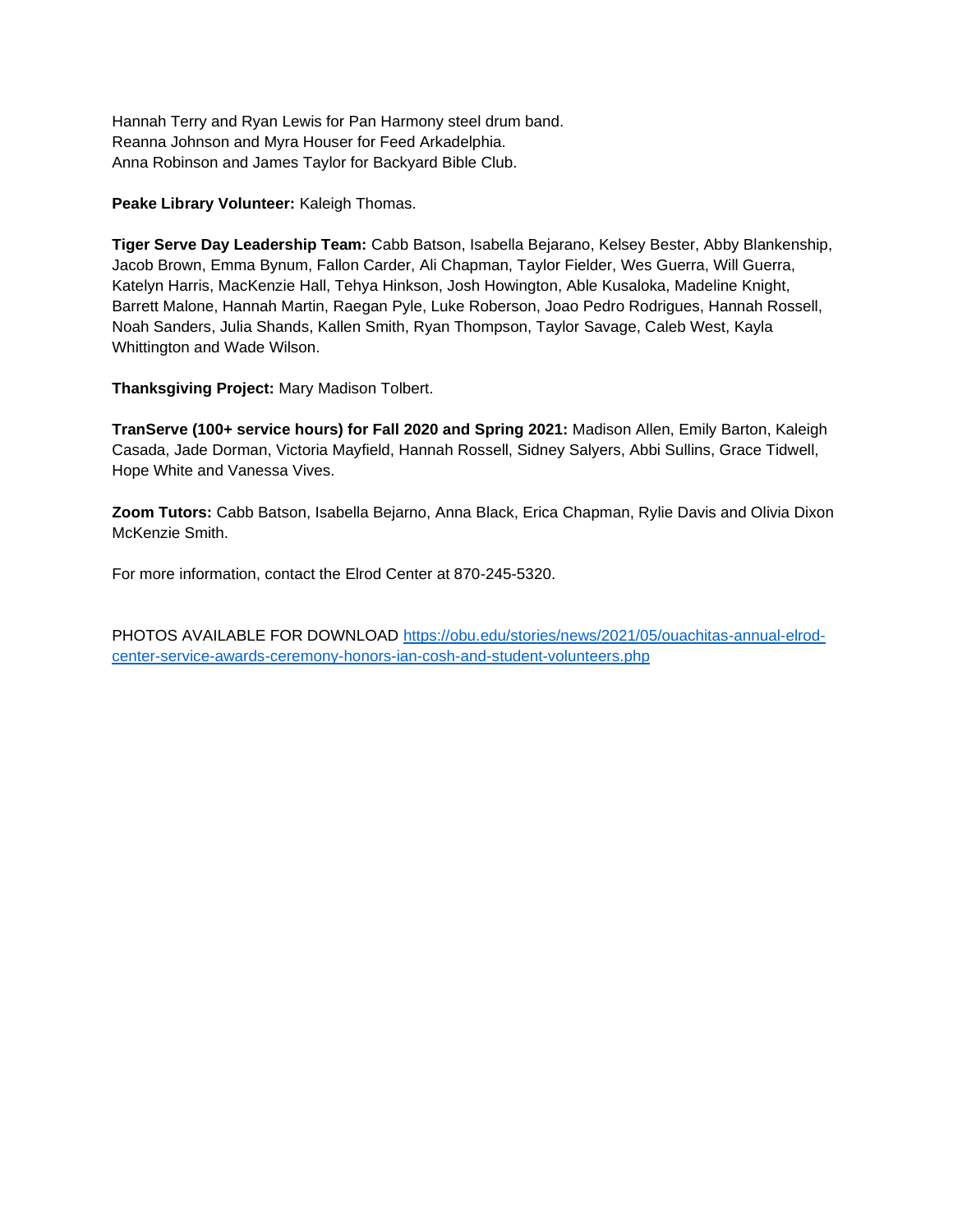Hannah Terry and Ryan Lewis for Pan Harmony steel drum band.
Reanna Johnson and Myra Houser for Feed Arkadelphia.
Anna Robinson and James Taylor for Backyard Bible Club.

**Peake Library Volunteer:** Kaleigh Thomas.

**Tiger Serve Day Leadership Team:** Cabb Batson, Isabella Bejarano, Kelsey Bester, Abby Blankenship, Jacob Brown, Emma Bynum, Fallon Carder, Ali Chapman, Taylor Fielder, Wes Guerra, Will Guerra, Katelyn Harris, MacKenzie Hall, Tehya Hinkson, Josh Howington, Able Kusaloka, Madeline Knight, Barrett Malone, Hannah Martin, Raegan Pyle, Luke Roberson, Joao Pedro Rodrigues, Hannah Rossell, Noah Sanders, Julia Shands, Kallen Smith, Ryan Thompson, Taylor Savage, Caleb West, Kayla Whittington and Wade Wilson.

**Thanksgiving Project:** Mary Madison Tolbert.

**TranServe (100+ service hours) for Fall 2020 and Spring 2021:** Madison Allen, Emily Barton, Kaleigh Casada, Jade Dorman, Victoria Mayfield, Hannah Rossell, Sidney Salyers, Abbi Sullins, Grace Tidwell, Hope White and Vanessa Vives.

**Zoom Tutors:** Cabb Batson, Isabella Bejarno, Anna Black, Erica Chapman, Rylie Davis and Olivia Dixon McKenzie Smith.

For more information, contact the Elrod Center at 870-245-5320.

PHOTOS AVAILABLE FOR DOWNLOAD [https://obu.edu/stories/news/2021/05/ouachitas-annual-elrod-center-service-awards-ceremony-honors-ian-cosh-and-student-volunteers.php](https://obu.edu/stories/news/2021/05/ouachitas-annual-elrod-center-service-awards-ceremony-honors-ian-cosh-and-student-volunteers.php)